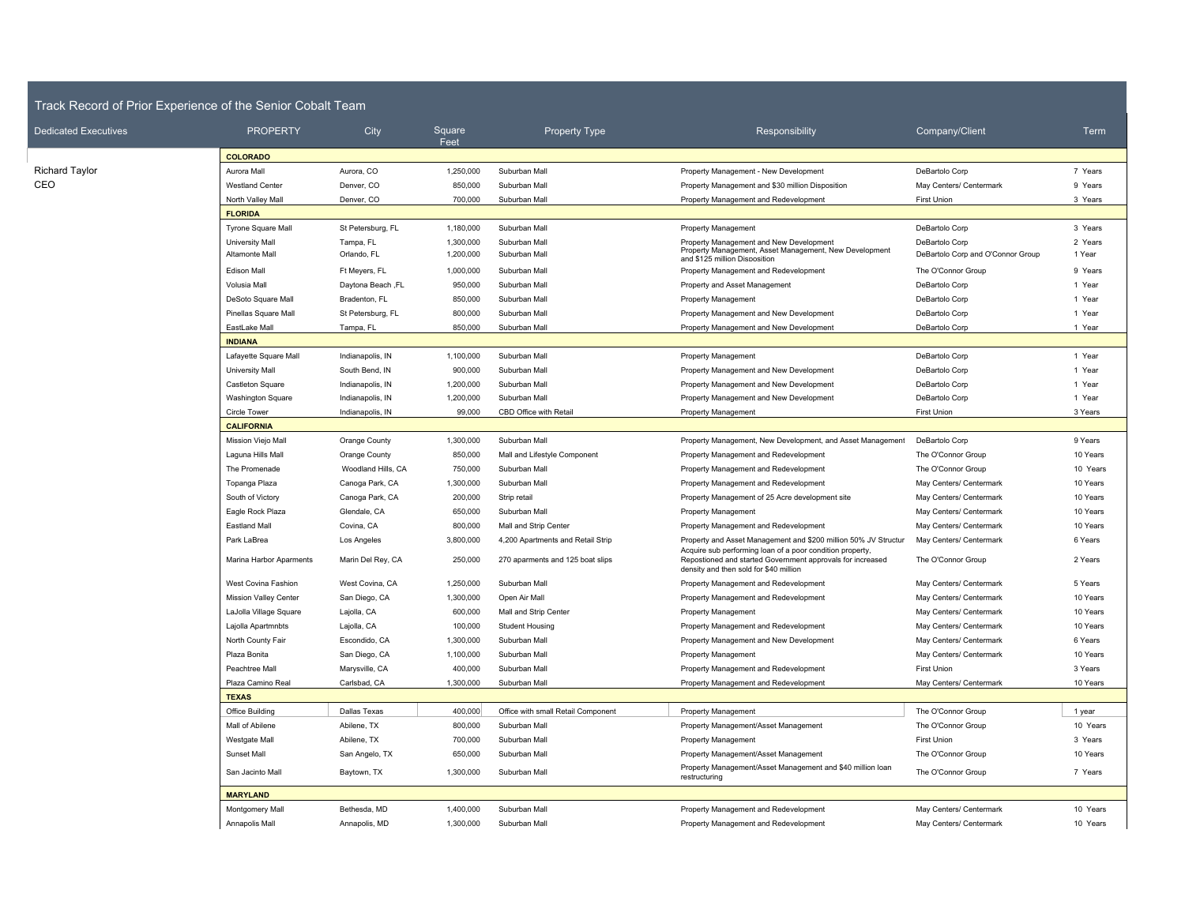## Track Record of Prior Experience of the Senior Cobalt Team

| Dedicated Executives | PROPERTY | City | Square Feet | Property Type | Responsibility | Company/Client | Term |
|---|---|---|---|---|---|---|---|
| | **COLORADO** | | | | | | |
| Richard Taylor CEO | Aurora Mall | Aurora, CO | 1,250,000 | Suburban Mall | Property Management - New Development | DeBartolo Corp | 7 Years |
| | Westland Center | Denver, CO | 850,000 | Suburban Mall | Property Management and $30 million Disposition | May Centers/ Centermark | 9 Years |
| | North Valley Mall | Denver, CO | 700,000 | Suburban Mall | Property Management and Redevelopment | First Union | 3 Years |
| | **FLORIDA** | | | | | | |
| | Tyrone Square Mall | St Petersburg, FL | 1,180,000 | Suburban Mall | Property Management | DeBartolo Corp | 3 Years |
| | University Mall | Tampa, FL | 1,300,000 | Suburban Mall | Property Management and New Development | DeBartolo Corp | 2 Years |
| | Altamonte Mall | Orlando, FL | 1,200,000 | Suburban Mall | Property Management, Asset Management, New Development and $125 million Disposition | DeBartolo Corp and O'Connor Group | 1 Year |
| | Edison Mall | Ft Meyers, FL | 1,000,000 | Suburban Mall | Property Management and Redevelopment | The O'Connor Group | 9 Years |
| | Volusia Mall | Daytona Beach ,FL | 950,000 | Suburban Mall | Property and Asset Management | DeBartolo Corp | 1 Year |
| | DeSoto Square Mall | Bradenton, FL | 850,000 | Suburban Mall | Property Management | DeBartolo Corp | 1 Year |
| | Pinellas Square Mall | St Petersburg, FL | 800,000 | Suburban Mall | Property Management and New Development | DeBartolo Corp | 1 Year |
| | EastLake Mall | Tampa, FL | 850,000 | Suburban Mall | Property Management and New Development | DeBartolo Corp | 1 Year |
| | **INDIANA** | | | | | | |
| | Lafayette Square Mall | Indianapolis, IN | 1,100,000 | Suburban Mall | Property Management | DeBartolo Corp | 1 Year |
| | University Mall | South Bend, IN | 900,000 | Suburban Mall | Property Management and New Development | DeBartolo Corp | 1 Year |
| | Castleton Square | Indianapolis, IN | 1,200,000 | Suburban Mall | Property Management and New Development | DeBartolo Corp | 1 Year |
| | Washington Square | Indianapolis, IN | 1,200,000 | Suburban Mall | Property Management and New Development | DeBartolo Corp | 1 Year |
| | Circle Tower | Indianapolis, IN | 99,000 | CBD Office with Retail | Property Management | First Union | 3 Years |
| | **CALIFORNIA** | | | | | | |
| | Mission Viejo Mall | Orange County | 1,300,000 | Suburban Mall | Property Management, New Development, and Asset Management | DeBartolo Corp | 9 Years |
| | Laguna Hills Mall | Orange County | 850,000 | Mall and Lifestyle Component | Property Management and Redevelopment | The O'Connor Group | 10 Years |
| | The Promenade | Woodland Hills, CA | 750,000 | Suburban Mall | Property Management and Redevelopment | The O'Connor Group | 10 Years |
| | Topanga Plaza | Canoga Park, CA | 1,300,000 | Suburban Mall | Property Management and Redevelopment | May Centers/ Centermark | 10 Years |
| | South of Victory | Canoga Park, CA | 200,000 | Strip retail | Property Management of 25 Acre development site | May Centers/ Centermark | 10 Years |
| | Eagle Rock Plaza | Glendale, CA | 650,000 | Suburban Mall | Property Management | May Centers/ Centermark | 10 Years |
| | Eastland Mall | Covina, CA | 800,000 | Mall and Strip Center | Property Management and Redevelopment | May Centers/ Centermark | 10 Years |
| | Park LaBrea | Los Angeles | 3,800,000 | 4,200 Apartments and Retail Strip | Property and Asset Management and $200 million 50% JV Structur | May Centers/ Centermark | 6 Years |
| | Marina Harbor Aparments | Marin Del Rey, CA | 250,000 | 270 aparments and 125 boat slips | Acquire sub performing loan of a poor condition property, Repostioned and started Government approvals for increased density and then sold for $40 million | The O'Connor Group | 2 Years |
| | West Covina Fashion | West Covina, CA | 1,250,000 | Suburban Mall | Property Management and Redevelopment | May Centers/ Centermark | 5 Years |
| | Mission Valley Center | San Diego, CA | 1,300,000 | Open Air Mall | Property Management and Redevelopment | May Centers/ Centermark | 10 Years |
| | LaJolla Village Square | Lajolla, CA | 600,000 | Mall and Strip Center | Property Management | May Centers/ Centermark | 10 Years |
| | Lajolla Apartmnbts | Lajolla, CA | 100,000 | Student Housing | Property Management and Redevelopment | May Centers/ Centermark | 10 Years |
| | North County Fair | Escondido, CA | 1,300,000 | Suburban Mall | Property Management and New Development | May Centers/ Centermark | 6 Years |
| | Plaza Bonita | San Diego, CA | 1,100,000 | Suburban Mall | Property Management | May Centers/ Centermark | 10 Years |
| | Peachtree Mall | Marysville, CA | 400,000 | Suburban Mall | Property Management and Redevelopment | First Union | 3 Years |
| | Plaza Camino Real | Carlsbad, CA | 1,300,000 | Suburban Mall | Property Management and Redevelopment | May Centers/ Centermark | 10 Years |
| | **TEXAS** | | | | | | |
| | Office Building | Dallas Texas | 400,000 | Office with small Retail Component | Property Management | The O'Connor Group | 1 year |
| | Mall of Abilene | Abilene, TX | 800,000 | Suburban Mall | Property Management/Asset Management | The O'Connor Group | 10 Years |
| | Westgate Mall | Abilene, TX | 700,000 | Suburban Mall | Property Management | First Union | 3 Years |
| | Sunset Mall | San Angelo, TX | 650,000 | Suburban Mall | Property Management/Asset Management | The O'Connor Group | 10 Years |
| | San Jacinto Mall | Baytown, TX | 1,300,000 | Suburban Mall | Property Management/Asset Management and $40 million loan restructuring | The O'Connor Group | 7 Years |
| | **MARYLAND** | | | | | | |
| | Montgomery Mall | Bethesda, MD | 1,400,000 | Suburban Mall | Property Management and Redevelopment | May Centers/ Centermark | 10 Years |
| | Annapolis Mall | Annapolis, MD | 1,300,000 | Suburban Mall | Property Management and Redevelopment | May Centers/ Centermark | 10 Years |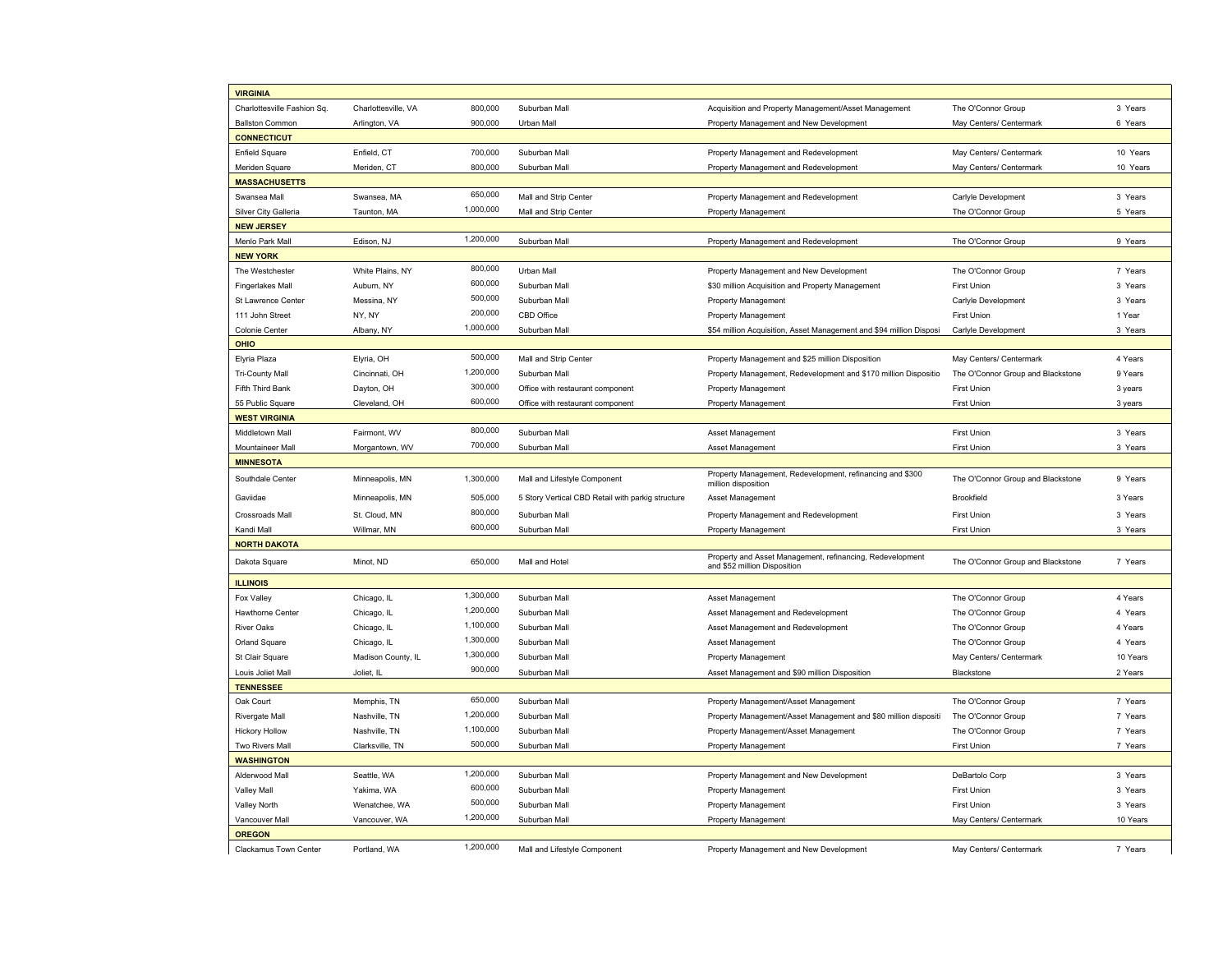| | | | | | | |
|---|---|---|---|---|---|---|
| **VIRGINIA** | | | | | | |
| Charlottesville Fashion Sq. | Charlottesville, VA | 800,000 | Suburban Mall | Acquisition and Property Management/Asset Management | The O'Connor Group | 3 Years |
| Ballston Common | Arlington, VA | 900,000 | Urban Mall | Property Management and New Development | May Centers/ Centermark | 6 Years |
| **CONNECTICUT** | | | | | | |
| Enfield Square | Enfield, CT | 700,000 | Suburban Mall | Property Management and Redevelopment | May Centers/ Centermark | 10 Years |
| Meriden Square | Meriden, CT | 800,000 | Suburban Mall | Property Management and Redevelopment | May Centers/ Centermark | 10 Years |
| **MASSACHUSETTS** | | | | | | |
| Swansea Mall | Swansea, MA | 650,000 | Mall and Strip Center | Property Management and Redevelopment | Carlyle Development | 3 Years |
| Silver City Galleria | Taunton, MA | 1,000,000 | Mall and Strip Center | Property Management | The O'Connor Group | 5 Years |
| **NEW JERSEY** | | | | | | |
| Menlo Park Mall | Edison, NJ | 1,200,000 | Suburban Mall | Property Management and Redevelopment | The O'Connor Group | 9 Years |
| **NEW YORK** | | | | | | |
| The Westchester | White Plains, NY | 800,000 | Urban Mall | Property Management and New Development | The O'Connor Group | 7 Years |
| Fingerlakes Mall | Auburn, NY | 600,000 | Suburban Mall | $30 million Acquisition and Property Management | First Union | 3 Years |
| St Lawrence Center | Messina, NY | 500,000 | Suburban Mall | Property Management | Carlyle Development | 3 Years |
| 111 John Street | NY, NY | 200,000 | CBD Office | Property Management | First Union | 1 Year |
| Colonie Center | Albany, NY | 1,000,000 | Suburban Mall | $54 million Acquisition, Asset Management and $94 million Disposi | Carlyle Development | 3 Years |
| **OHIO** | | | | | | |
| Elyria Plaza | Elyria, OH | 500,000 | Mall and Strip Center | Property Management and $25 million Disposition | May Centers/ Centermark | 4 Years |
| Tri-County Mall | Cincinnati, OH | 1,200,000 | Suburban Mall | Property Management, Redevelopment and $170 million Dispositio | The O'Connor Group and Blackstone | 9 Years |
| Fifth Third Bank | Dayton, OH | 300,000 | Office with restaurant component | Property Management | First Union | 3 years |
| 55 Public Square | Cleveland, OH | 600,000 | Office with restaurant component | Property Management | First Union | 3 years |
| **WEST VIRGINIA** | | | | | | |
| Middletown Mall | Fairmont, WV | 800,000 | Suburban Mall | Asset Management | First Union | 3 Years |
| Mountaineer Mall | Morgantown, WV | 700,000 | Suburban Mall | Asset Management | First Union | 3 Years |
| **MINNESOTA** | | | | | | |
| Southdale Center | Minneapolis, MN | 1,300,000 | Mall and Lifestyle Component | Property Management, Redevelopment, refinancing and $300 million disposition | The O'Connor Group and Blackstone | 9 Years |
| Gaviidae | Minneapolis, MN | 505,000 | 5 Story Vertical CBD Retail with parkig structure | Asset Management | Brookfield | 3 Years |
| Crossroads Mall | St. Cloud, MN | 800,000 | Suburban Mall | Property Management and Redevelopment | First Union | 3 Years |
| Kandi Mall | Willmar, MN | 600,000 | Suburban Mall | Property Management | First Union | 3 Years |
| **NORTH DAKOTA** | | | | | | |
| Dakota Square | Minot, ND | 650,000 | Mall and Hotel | Property and Asset Management, refinancing, Redevelopment and $52 million Disposition | The O'Connor Group and Blackstone | 7 Years |
| **ILLINOIS** | | | | | | |
| Fox Valley | Chicago, IL | 1,300,000 | Suburban Mall | Asset Management | The O'Connor Group | 4 Years |
| Hawthorne Center | Chicago, IL | 1,200,000 | Suburban Mall | Asset Management and Redevelopment | The O'Connor Group | 4 Years |
| River Oaks | Chicago, IL | 1,100,000 | Suburban Mall | Asset Management and Redevelopment | The O'Connor Group | 4 Years |
| Orland Square | Chicago, IL | 1,300,000 | Suburban Mall | Asset Management | The O'Connor Group | 4 Years |
| St Clair Square | Madison County, IL | 1,300,000 | Suburban Mall | Property Management | May Centers/ Centermark | 10 Years |
| Louis Joliet Mall | Joliet, IL | 900,000 | Suburban Mall | Asset Management and $90 million Disposition | Blackstone | 2 Years |
| **TENNESSEE** | | | | | | |
| Oak Court | Memphis, TN | 650,000 | Suburban Mall | Property Management/Asset Management | The O'Connor Group | 7 Years |
| Rivergate Mall | Nashville, TN | 1,200,000 | Suburban Mall | Property Management/Asset Management and $80 million dispositi | The O'Connor Group | 7 Years |
| Hickory Hollow | Nashville, TN | 1,100,000 | Suburban Mall | Property Management/Asset Management | The O'Connor Group | 7 Years |
| Two Rivers Mall | Clarksville, TN | 500,000 | Suburban Mall | Property Management | First Union | 7 Years |
| **WASHINGTON** | | | | | | |
| Alderwood Mall | Seattle, WA | 1,200,000 | Suburban Mall | Property Management and New Development | DeBartolo Corp | 3 Years |
| Valley Mall | Yakima, WA | 600,000 | Suburban Mall | Property Management | First Union | 3 Years |
| Valley North | Wenatchee, WA | 500,000 | Suburban Mall | Property Management | First Union | 3 Years |
| Vancouver Mall | Vancouver, WA | 1,200,000 | Suburban Mall | Property Management | May Centers/ Centermark | 10 Years |
| **OREGON** | | | | | | |
| Clackamus Town Center | Portland, WA | 1,200,000 | Mall and Lifestyle Component | Property Management and New Development | May Centers/ Centermark | 7 Years |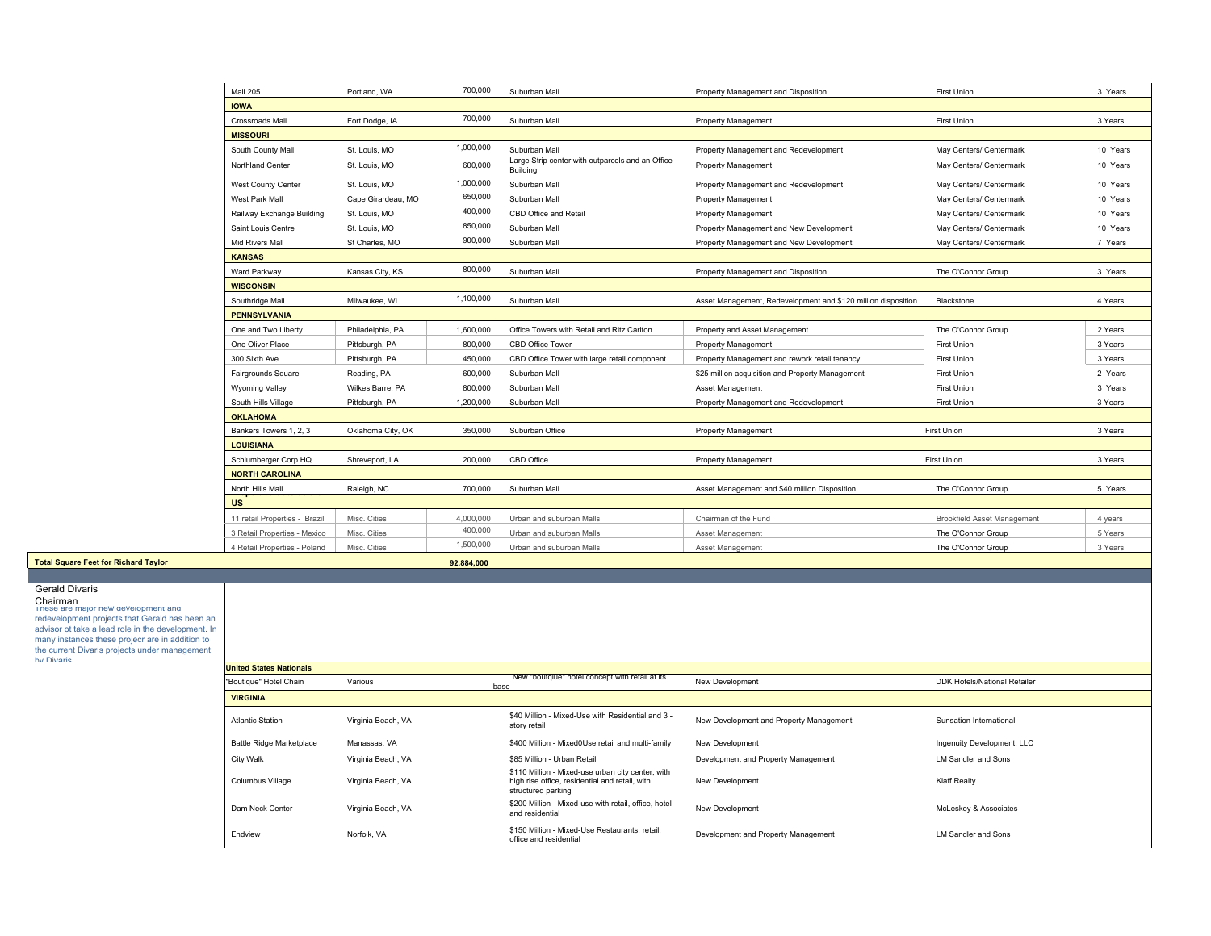| Property | Location | Square Feet | Type | Role | Client | Duration |
|---|---|---|---|---|---|---|
| Mall 205 | Portland, WA | 700,000 | Suburban Mall | Property Management and Disposition | First Union | 3 Years |
| **IOWA** | | | | | | |
| Crossroads Mall | Fort Dodge, IA | 700,000 | Suburban Mall | Property Management | First Union | 3 Years |
| **MISSOURI** | | | | | | |
| South County Mall | St. Louis, MO | 1,000,000 | Suburban Mall | Property Management and Redevelopment | May Centers/ Centermark | 10 Years |
| Northland Center | St. Louis, MO | 600,000 | Large Strip center with outparcels and an Office Building | Property Management | May Centers/ Centermark | 10 Years |
| West County Center | St. Louis, MO | 1,000,000 | Suburban Mall | Property Management and Redevelopment | May Centers/ Centermark | 10 Years |
| West Park Mall | Cape Girardeau, MO | 650,000 | Suburban Mall | Property Management | May Centers/ Centermark | 10 Years |
| Railway Exchange Building | St. Louis, MO | 400,000 | CBD Office and Retail | Property Management | May Centers/ Centermark | 10 Years |
| Saint Louis Centre | St. Louis, MO | 850,000 | Suburban Mall | Property Management and New Development | May Centers/ Centermark | 10 Years |
| Mid Rivers Mall | St Charles, MO | 900,000 | Suburban Mall | Property Management and New Development | May Centers/ Centermark | 7 Years |
| **KANSAS** | | | | | | |
| Ward Parkway | Kansas City, KS | 800,000 | Suburban Mall | Property Management and Disposition | The O'Connor Group | 3 Years |
| **WISCONSIN** | | | | | | |
| Southridge Mall | Milwaukee, WI | 1,100,000 | Suburban Mall | Asset Management, Redevelopment and $120 million disposition | Blackstone | 4 Years |
| **PENNSYLVANIA** | | | | | | |
| One and Two Liberty | Philadelphia, PA | 1,600,000 | Office Towers with Retail and Ritz Carlton | Property and Asset Management | The O'Connor Group | 2 Years |
| One Oliver Place | Pittsburgh, PA | 800,000 | CBD Office Tower | Property Management | First Union | 3 Years |
| 300 Sixth Ave | Pittsburgh, PA | 450,000 | CBD Office Tower with large retail component | Property Management and rework retail tenancy | First Union | 3 Years |
| Fairgrounds Square | Reading, PA | 600,000 | Suburban Mall | $25 million acquisition and Property Management | First Union | 2 Years |
| Wyoming Valley | Wilkes Barre, PA | 800,000 | Suburban Mall | Asset Management | First Union | 3 Years |
| South Hills Village | Pittsburgh, PA | 1,200,000 | Suburban Mall | Property Management and Redevelopment | First Union | 3 Years |
| **OKLAHOMA** | | | | | | |
| Bankers Towers 1, 2, 3 | Oklahoma City, OK | 350,000 | Suburban Office | Property Management | First Union | 3 Years |
| **LOUISIANA** | | | | | | |
| Schlumberger Corp HQ | Shreveport, LA | 200,000 | CBD Office | Property Management | First Union | 3 Years |
| **NORTH CAROLINA** | | | | | | |
| North Hills Mall | Raleigh, NC | 700,000 | Suburban Mall | Asset Management and $40 million Disposition | The O'Connor Group | 5 Years |
| **Properties Outside the US** | | | | | | |
| 11 retail Properties - Brazil | Misc. Cities | 4,000,000 | Urban and suburban Malls | Chairman of the Fund | Brookfield Asset Management | 4 years |
| 3 Retail Properties - Mexico | Misc. Cities | 400,000 | Urban and suburban Malls | Asset Management | The O'Connor Group | 5 Years |
| 4 Retail Properties - Poland | Misc. Cities | 1,500,000 | Urban and suburban Malls | Asset Management | The O'Connor Group | 3 Years |
| **Total Square Feet for Richard Taylor** | | **92,884,000** | | | | |

Gerald Divaris
Chairman

These are major new development and redevelopment projects that Gerald has been an advisor ot take a lead role in the development. In many instances these projecr are in addition to the current Divaris projects under management by Divaris.

| Project | Location | Description | Role | Client |
|---|---|---|---|---|
| **United States Nationals** | | | | |
| "Boutique" Hotel Chain | Various | New "boutqiue" hotel concept with retail at its base | New Development | DDK Hotels/National Retailer |
| **VIRGINIA** | | | | |
| Atlantic Station | Virginia Beach, VA | $40 Million - Mixed-Use with Residential and 3 - story retail | New Development and Property Management | Sunsation International |
| Battle Ridge Marketplace | Manassas, VA | $400 Million - Mixed0Use retail and multi-family | New Development | Ingenuity Development, LLC |
| City Walk | Virginia Beach, VA | $85 Million - Urban Retail | Development and Property Management | LM Sandler and Sons |
| Columbus Village | Virginia Beach, VA | $110 Million - Mixed-use urban city center, with high rise office, residential and retail, with structured parking | New Development | Klaff Realty |
| Dam Neck Center | Virginia Beach, VA | $200 Million - Mixed-use with retail, office, hotel and residential | New Development | McLeskey & Associates |
| Endview | Norfolk, VA | $150 Million - Mixed-Use Restaurants, retail, office and residential | Development and Property Management | LM Sandler and Sons |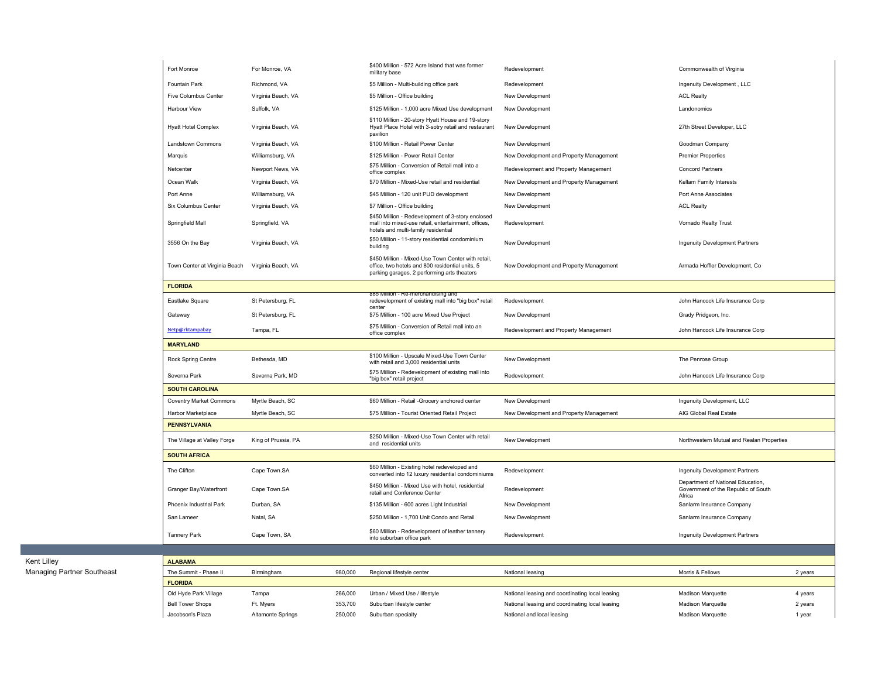| Project | Location | Size | Description | Services | Client | Duration |
|---|---|---|---|---|---|---|
| Fort Monroe | For Monroe, VA | | $400 Million - 572 Acre Island that was former military base | Redevelopment | Commonwealth of Virginia | |
| Fountain Park | Richmond, VA | | $5 Million - Multi-building office park | Redevelopment | Ingenuity Development , LLC | |
| Five Columbus Center | Virginia Beach, VA | | $5 Million - Office building | New Development | ACL Realty | |
| Harbour View | Suffolk, VA | | $125 Million - 1,000 acre Mixed Use development | New Development | Landonomics | |
| Hyatt Hotel Complex | Virginia Beach, VA | | $110 Million - 20-story Hyatt House and 19-story Hyatt Place Hotel with 3-sotry retail and restaurant pavilion | New Development | 27th Street Developer, LLC | |
| Landstown Commons | Virginia Beach, VA | | $100 Million - Retail Power Center | New Development | Goodman Company | |
| Marquis | Williamsburg, VA | | $125 Million - Power Retail Center | New Development and Property Management | Premier Properties | |
| Netcenter | Newport News, VA | | $75 Million - Conversion of Retail mall into a office complex | Redevelopment and Property Management | Concord Partners | |
| Ocean Walk | Virginia Beach, VA | | $70 Million - Mixed-Use retail and residential | New Development and Property Management | Kellam Family Interests | |
| Port Anne | Williamsburg, VA | | $45 Million - 120 unit PUD development | New Development | Port Anne Associates | |
| Six Columbus Center | Virginia Beach, VA | | $7 Million - Office building | New Development | ACL Realty | |
| Springfield Mall | Springfield, VA | | $450 Million - Redevelopment of 3-story enclosed mall into mixed-use retail, entertainment, offices, hotels and multi-family residential | Redevelopment | Vornado Realty Trust | |
| 3556 On the Bay | Virginia Beach, VA | | $50 Million - 11-story residential condominium building | New Development | Ingenuity Development Partners | |
| Town Center at Virginia Beach | Virginia Beach, VA | | $450 Million - Mixed-Use Town Center with retail, office, two hotels and 800 residential units, 5 parking garages, 2 performing arts theaters | New Development and Property Management | Armada Hoffler Development, Co | |
| **FLORIDA** | | | | | | |
| Eastlake Square | St Petersburg, FL | | $85 Million - Re-merchandising and redevelopment of existing mall into "big box" retail center | Redevelopment | John Hancock Life Insurance Corp | |
| Gateway | St Petersburg, FL | | $75 Million - 100 acre Mixed Use Project | New Development | Grady Pridgeon, Inc. | |
| Netp@rktampabay | Tampa, FL | | $75 Million - Conversion of Retail mall into an office complex | Redevelopment and Property Management | John Hancock Life Insurance Corp | |
| **MARYLAND** | | | | | | |
| Rock Spring Centre | Bethesda, MD | | $100 Million - Upscale Mixed-Use Town Center with retail and 3,000 residential units | New Development | The Penrose Group | |
| Severna Park | Severna Park, MD | | $75 Million - Redevelopment of existing mall into "big box" retail project | Redevelopment | John Hancock Life Insurance Corp | |
| **SOUTH CAROLINA** | | | | | | |
| Coventry Market Commons | Myrtle Beach, SC | | $60 Million - Retail -Grocery anchored center | New Development | Ingenuity Development, LLC | |
| Harbor Marketplace | Myrtle Beach, SC | | $75 Million - Tourist Oriented Retail Project | New Development and Property Management | AIG Global Real Estate | |
| **PENNSYLVANIA** | | | | | | |
| The Village at Valley Forge | King of Prussia, PA | | $250 Million - Mixed-Use Town Center with retail and residential units | New Development | Northwestern Mutual and Realan Properties | |
| **SOUTH AFRICA** | | | | | | |
| The Clifton | Cape Town.SA | | $60 Million - Existing hotel redeveloped and converted into 12 luxury residential condominiums | Redevelopment | Ingenuity Development Partners | |
| Granger Bay/Waterfront | Cape Town.SA | | $450 Million - Mixed Use with hotel, residential retail and Conference Center | Redevelopment | Department of National Education, Government of the Republic of South Africa | |
| Phoenix Industrial Park | Durban, SA | | $135 Million - 600 acres Light Industrial | New Development | Sanlarm Insurance Company | |
| San Lameer | Natal, SA | | $250 Million - 1,700 Unit Condo and Retail | New Development | Sanlarm Insurance Company | |
| Tannery Park | Cape Town, SA | | $60 Million - Redevelopment of leather tannery into suburban office park | Redevelopment | Ingenuity Development Partners | |

**Kent Lilley**
Managing Partner Southeast

| Project | Location | Size | Description | Services | Client | Duration |
|---|---|---|---|---|---|---|
| **ALABAMA** | | | | | | |
| The Summit - Phase II | Birmingham | 980,000 | Regional lifestyle center | National leasing | Morris & Fellows | 2 years |
| **FLORIDA** | | | | | | |
| Old Hyde Park Village | Tampa | 266,000 | Urban / Mixed Use / lifestyle | National leasing and coordinating local leasing | Madison Marquette | 4 years |
| Bell Tower Shops | Ft. Myers | 353,700 | Suburban lifestyle center | National leasing and coordinating local leasing | Madison Marquette | 2 years |
| Jacobson's Plaza | Altamonte Springs | 250,000 | Suburban specialty | National and local leasing | Madison Marquette | 1 year |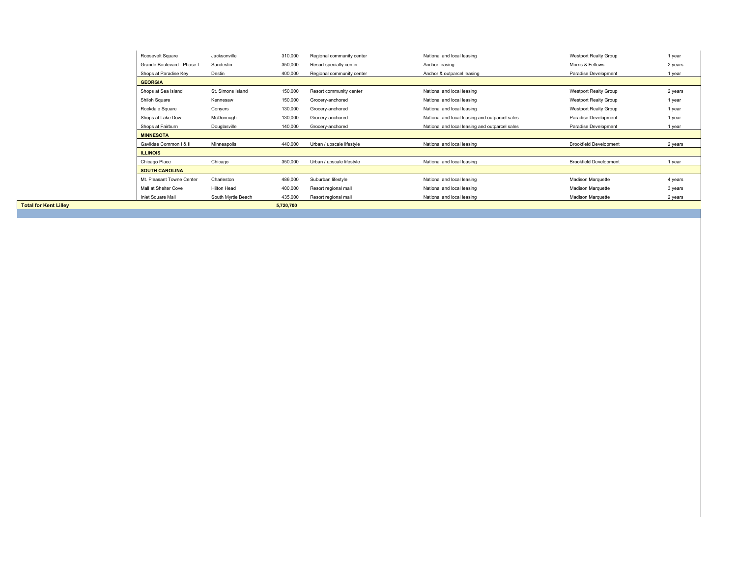| | | | | | | | |
|---|---|---|---|---|---|---|---|
| | Roosevelt Square | Jacksonville | 310,000 | Regional community center | National and local leasing | Westport Realty Group | 1 year |
| | Grande Boulevard - Phase I | Sandestin | 350,000 | Resort specialty center | Anchor leasing | Morris & Fellows | 2 years |
| | Shops at Paradise Key | Destin | 400,000 | Regional community center | Anchor & outparcel leasing | Paradise Development | 1 year |
| | **GEORGIA** | | | | | | |
| | Shops at Sea Island | St. Simons Island | 150,000 | Resort community center | National and local leasing | Westport Realty Group | 2 years |
| | Shiloh Square | Kennesaw | 150,000 | Grocery-anchored | National and local leasing | Westport Realty Group | 1 year |
| | Rockdale Square | Conyers | 130,000 | Grocery-anchored | National and local leasing | Westport Realty Group | 1 year |
| | Shops at Lake Dow | McDonough | 130,000 | Grocery-anchored | National and local leasing and outparcel sales | Paradise Development | 1 year |
| | Shops at Fairburn | Douglasville | 140,000 | Grocery-anchored | National and local leasing and outparcel sales | Paradise Development | 1 year |
| | **MINNESOTA** | | | | | | |
| | Gaviidae Common I & II | Minneapolis | 440,000 | Urban / upscale lifestyle | National and local leasing | Brookfield Development | 2 years |
| | **ILLINOIS** | | | | | | |
| | Chicago Place | Chicago | 350,000 | Urban / upscale lifestyle | National and local leasing | Brookfield Development | 1 year |
| | **SOUTH CAROLINA** | | | | | | |
| | Mt. Pleasant Towne Center | Charleston | 486,000 | Suburban lifestyle | National and local leasing | Madison Marquette | 4 years |
| | Mall at Shelter Cove | Hilton Head | 400,000 | Resort regional mall | National and local leasing | Madison Marquette | 3 years |
| | Inlet Square Mall | South Myrtle Beach | 435,000 | Resort regional mall | National and local leasing | Madison Marquette | 2 years |
| **Total for Kent Lilley** | | | **5,720,700** | | | | |